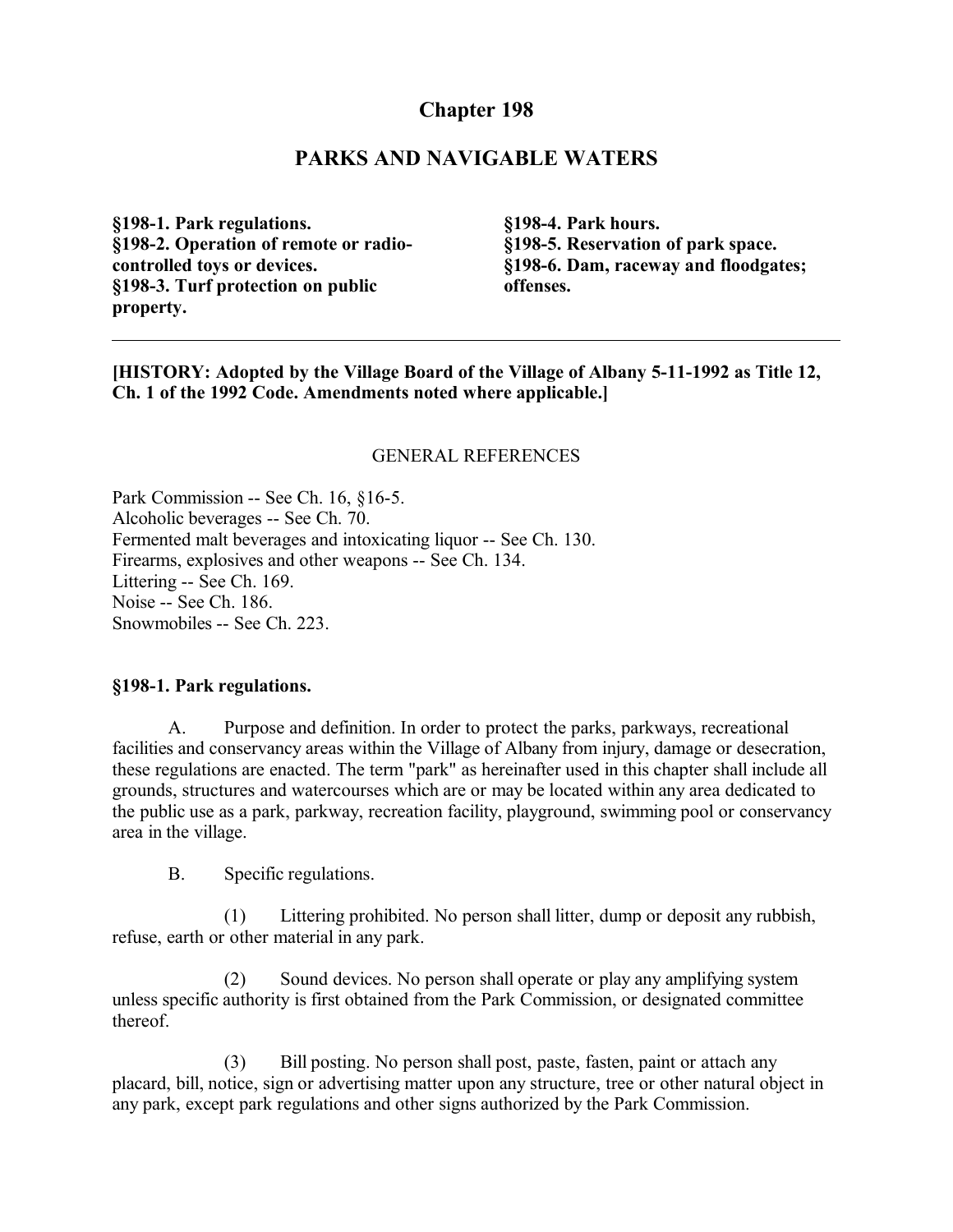# Chapter 198

## PARKS AND NAVIGABLE WATERS

**§198-1. Park regulations.**
**§198-2. Operation of remote or radio-controlled toys or devices.**
**§198-3. Turf protection on public property.**
**§198-4. Park hours.**
**§198-5. Reservation of park space.**
**§198-6. Dam, raceway and floodgates; offenses.**

---

**[HISTORY: Adopted by the Village Board of the Village of Albany 5-11-1992 as Title 12, Ch. 1 of the 1992 Code. Amendments noted where applicable.]**

GENERAL REFERENCES

Park Commission -- See Ch. 16, §16-5.
Alcoholic beverages -- See Ch. 70.
Fermented malt beverages and intoxicating liquor -- See Ch. 130.
Firearms, explosives and other weapons -- See Ch. 134.
Littering -- See Ch. 169.
Noise -- See Ch. 186.
Snowmobiles -- See Ch. 223.

### §198-1. Park regulations.

A. Purpose and definition. In order to protect the parks, parkways, recreational facilities and conservancy areas within the Village of Albany from injury, damage or desecration, these regulations are enacted. The term "park" as hereinafter used in this chapter shall include all grounds, structures and watercourses which are or may be located within any area dedicated to the public use as a park, parkway, recreation facility, playground, swimming pool or conservancy area in the village.

B. Specific regulations.

(1) Littering prohibited. No person shall litter, dump or deposit any rubbish, refuse, earth or other material in any park.

(2) Sound devices. No person shall operate or play any amplifying system unless specific authority is first obtained from the Park Commission, or designated committee thereof.

(3) Bill posting. No person shall post, paste, fasten, paint or attach any placard, bill, notice, sign or advertising matter upon any structure, tree or other natural object in any park, except park regulations and other signs authorized by the Park Commission.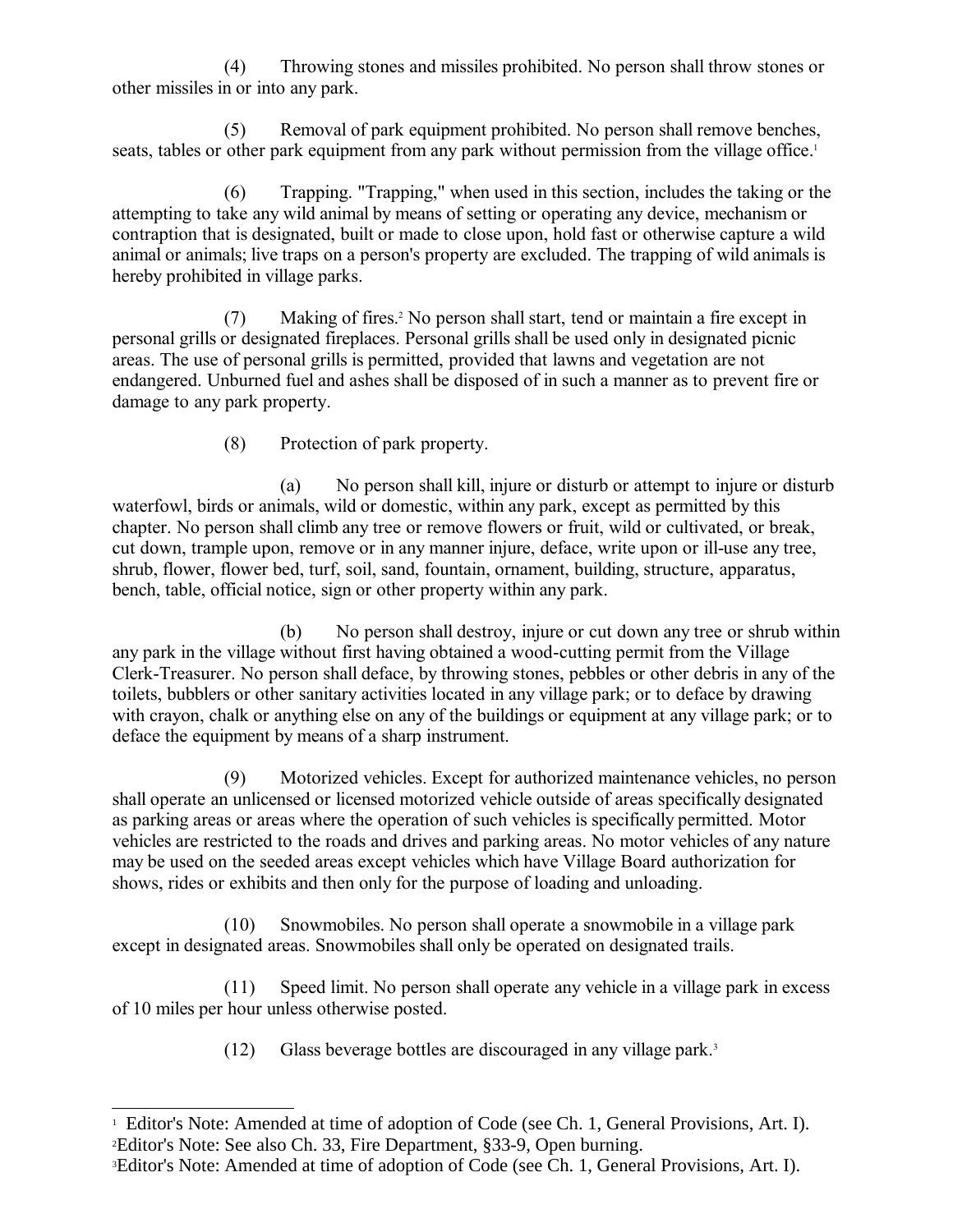(4) Throwing stones and missiles prohibited. No person shall throw stones or other missiles in or into any park.

(5) Removal of park equipment prohibited. No person shall remove benches, seats, tables or other park equipment from any park without permission from the village office.[1]

(6) Trapping. "Trapping," when used in this section, includes the taking or the attempting to take any wild animal by means of setting or operating any device, mechanism or contraption that is designated, built or made to close upon, hold fast or otherwise capture a wild animal or animals; live traps on a person's property are excluded. The trapping of wild animals is hereby prohibited in village parks.

(7) Making of fires.[2] No person shall start, tend or maintain a fire except in personal grills or designated fireplaces. Personal grills shall be used only in designated picnic areas. The use of personal grills is permitted, provided that lawns and vegetation are not endangered. Unburned fuel and ashes shall be disposed of in such a manner as to prevent fire or damage to any park property.

(8) Protection of park property.

(a) No person shall kill, injure or disturb or attempt to injure or disturb waterfowl, birds or animals, wild or domestic, within any park, except as permitted by this chapter. No person shall climb any tree or remove flowers or fruit, wild or cultivated, or break, cut down, trample upon, remove or in any manner injure, deface, write upon or ill-use any tree, shrub, flower, flower bed, turf, soil, sand, fountain, ornament, building, structure, apparatus, bench, table, official notice, sign or other property within any park.

(b) No person shall destroy, injure or cut down any tree or shrub within any park in the village without first having obtained a wood-cutting permit from the Village Clerk-Treasurer. No person shall deface, by throwing stones, pebbles or other debris in any of the toilets, bubblers or other sanitary activities located in any village park; or to deface by drawing with crayon, chalk or anything else on any of the buildings or equipment at any village park; or to deface the equipment by means of a sharp instrument.

(9) Motorized vehicles. Except for authorized maintenance vehicles, no person shall operate an unlicensed or licensed motorized vehicle outside of areas specifically designated as parking areas or areas where the operation of such vehicles is specifically permitted. Motor vehicles are restricted to the roads and drives and parking areas. No motor vehicles of any nature may be used on the seeded areas except vehicles which have Village Board authorization for shows, rides or exhibits and then only for the purpose of loading and unloading.

(10) Snowmobiles. No person shall operate a snowmobile in a village park except in designated areas. Snowmobiles shall only be operated on designated trails.

(11) Speed limit. No person shall operate any vehicle in a village park in excess of 10 miles per hour unless otherwise posted.

(12) Glass beverage bottles are discouraged in any village park.[3]

---

[1] Editor's Note: Amended at time of adoption of Code (see Ch. 1, General Provisions, Art. I).

[2] Editor's Note: See also Ch. 33, Fire Department, §33-9, Open burning.

[3] Editor's Note: Amended at time of adoption of Code (see Ch. 1, General Provisions, Art. I).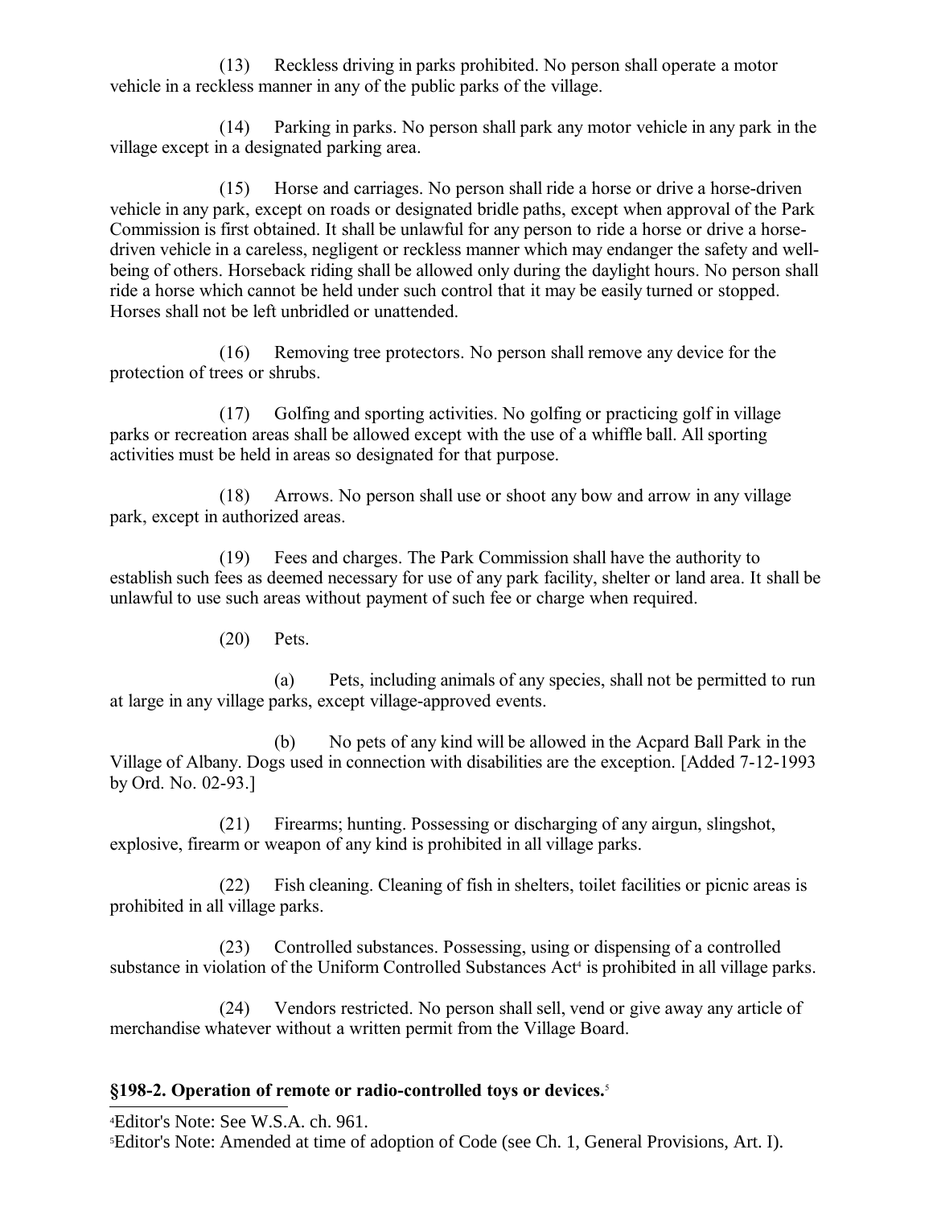(13) Reckless driving in parks prohibited. No person shall operate a motor vehicle in a reckless manner in any of the public parks of the village.

(14) Parking in parks. No person shall park any motor vehicle in any park in the village except in a designated parking area.

(15) Horse and carriages. No person shall ride a horse or drive a horse-driven vehicle in any park, except on roads or designated bridle paths, except when approval of the Park Commission is first obtained. It shall be unlawful for any person to ride a horse or drive a horse-driven vehicle in a careless, negligent or reckless manner which may endanger the safety and well-being of others. Horseback riding shall be allowed only during the daylight hours. No person shall ride a horse which cannot be held under such control that it may be easily turned or stopped. Horses shall not be left unbridled or unattended.

(16) Removing tree protectors. No person shall remove any device for the protection of trees or shrubs.

(17) Golfing and sporting activities. No golfing or practicing golf in village parks or recreation areas shall be allowed except with the use of a whiffle ball. All sporting activities must be held in areas so designated for that purpose.

(18) Arrows. No person shall use or shoot any bow and arrow in any village park, except in authorized areas.

(19) Fees and charges. The Park Commission shall have the authority to establish such fees as deemed necessary for use of any park facility, shelter or land area. It shall be unlawful to use such areas without payment of such fee or charge when required.

(20) Pets.

(a) Pets, including animals of any species, shall not be permitted to run at large in any village parks, except village-approved events.

(b) No pets of any kind will be allowed in the Acpard Ball Park in the Village of Albany. Dogs used in connection with disabilities are the exception. [Added 7-12-1993 by Ord. No. 02-93.]

(21) Firearms; hunting. Possessing or discharging of any airgun, slingshot, explosive, firearm or weapon of any kind is prohibited in all village parks.

(22) Fish cleaning. Cleaning of fish in shelters, toilet facilities or picnic areas is prohibited in all village parks.

(23) Controlled substances. Possessing, using or dispensing of a controlled substance in violation of the Uniform Controlled Substances Act[4] is prohibited in all village parks.

(24) Vendors restricted. No person shall sell, vend or give away any article of merchandise whatever without a written permit from the Village Board.

**§198-2. Operation of remote or radio-controlled toys or devices.**[5]

[4]Editor's Note: See W.S.A. ch. 961.

[5]Editor's Note: Amended at time of adoption of Code (see Ch. 1, General Provisions, Art. I).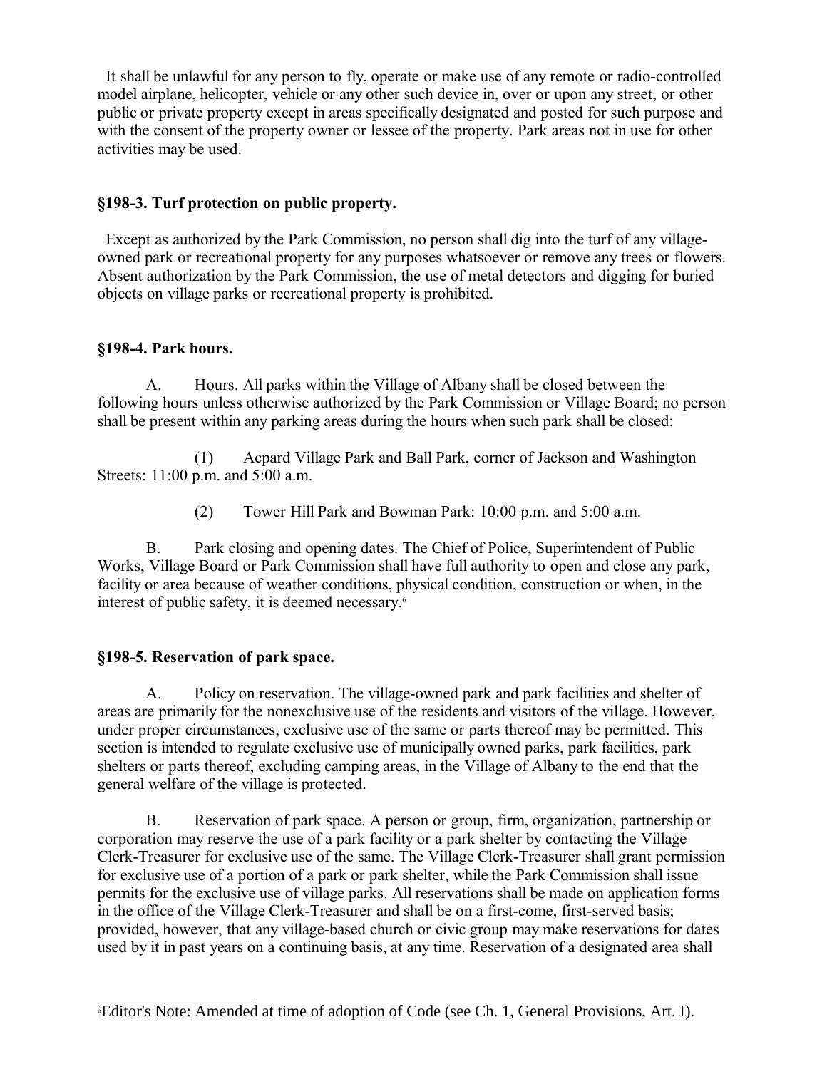It shall be unlawful for any person to fly, operate or make use of any remote or radio-controlled model airplane, helicopter, vehicle or any other such device in, over or upon any street, or other public or private property except in areas specifically designated and posted for such purpose and with the consent of the property owner or lessee of the property. Park areas not in use for other activities may be used.

### §198-3. Turf protection on public property.

Except as authorized by the Park Commission, no person shall dig into the turf of any village-owned park or recreational property for any purposes whatsoever or remove any trees or flowers. Absent authorization by the Park Commission, the use of metal detectors and digging for buried objects on village parks or recreational property is prohibited.

### §198-4. Park hours.

A. Hours. All parks within the Village of Albany shall be closed between the following hours unless otherwise authorized by the Park Commission or Village Board; no person shall be present within any parking areas during the hours when such park shall be closed:

(1) Acpard Village Park and Ball Park, corner of Jackson and Washington Streets: 11:00 p.m. and 5:00 a.m.

(2) Tower Hill Park and Bowman Park: 10:00 p.m. and 5:00 a.m.

B. Park closing and opening dates. The Chief of Police, Superintendent of Public Works, Village Board or Park Commission shall have full authority to open and close any park, facility or area because of weather conditions, physical condition, construction or when, in the interest of public safety, it is deemed necessary.[6]

### §198-5. Reservation of park space.

A. Policy on reservation. The village-owned park and park facilities and shelter of areas are primarily for the nonexclusive use of the residents and visitors of the village. However, under proper circumstances, exclusive use of the same or parts thereof may be permitted. This section is intended to regulate exclusive use of municipally owned parks, park facilities, park shelters or parts thereof, excluding camping areas, in the Village of Albany to the end that the general welfare of the village is protected.

B. Reservation of park space. A person or group, firm, organization, partnership or corporation may reserve the use of a park facility or a park shelter by contacting the Village Clerk-Treasurer for exclusive use of the same. The Village Clerk-Treasurer shall grant permission for exclusive use of a portion of a park or park shelter, while the Park Commission shall issue permits for the exclusive use of village parks. All reservations shall be made on application forms in the office of the Village Clerk-Treasurer and shall be on a first-come, first-served basis; provided, however, that any village-based church or civic group may make reservations for dates used by it in past years on a continuing basis, at any time. Reservation of a designated area shall

[6] Editor's Note: Amended at time of adoption of Code (see Ch. 1, General Provisions, Art. I).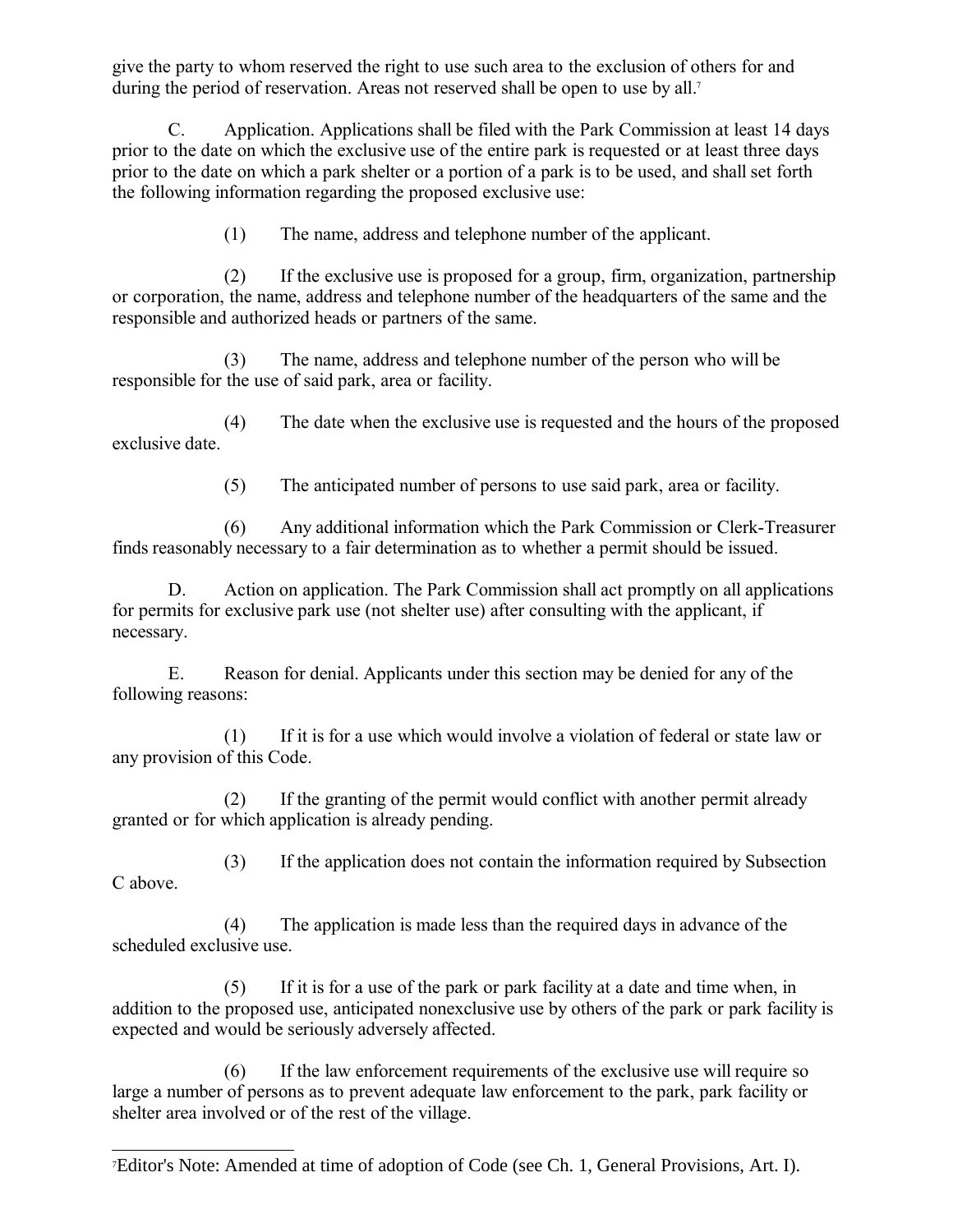give the party to whom reserved the right to use such area to the exclusion of others for and during the period of reservation. Areas not reserved shall be open to use by all.[7]

C. Application. Applications shall be filed with the Park Commission at least 14 days prior to the date on which the exclusive use of the entire park is requested or at least three days prior to the date on which a park shelter or a portion of a park is to be used, and shall set forth the following information regarding the proposed exclusive use:

(1) The name, address and telephone number of the applicant.

(2) If the exclusive use is proposed for a group, firm, organization, partnership or corporation, the name, address and telephone number of the headquarters of the same and the responsible and authorized heads or partners of the same.

(3) The name, address and telephone number of the person who will be responsible for the use of said park, area or facility.

(4) The date when the exclusive use is requested and the hours of the proposed exclusive date.

(5) The anticipated number of persons to use said park, area or facility.

(6) Any additional information which the Park Commission or Clerk-Treasurer finds reasonably necessary to a fair determination as to whether a permit should be issued.

D. Action on application. The Park Commission shall act promptly on all applications for permits for exclusive park use (not shelter use) after consulting with the applicant, if necessary.

E. Reason for denial. Applicants under this section may be denied for any of the following reasons:

(1) If it is for a use which would involve a violation of federal or state law or any provision of this Code.

(2) If the granting of the permit would conflict with another permit already granted or for which application is already pending.

(3) If the application does not contain the information required by Subsection C above.

(4) The application is made less than the required days in advance of the scheduled exclusive use.

(5) If it is for a use of the park or park facility at a date and time when, in addition to the proposed use, anticipated nonexclusive use by others of the park or park facility is expected and would be seriously adversely affected.

(6) If the law enforcement requirements of the exclusive use will require so large a number of persons as to prevent adequate law enforcement to the park, park facility or shelter area involved or of the rest of the village.

---

[7] Editor's Note: Amended at time of adoption of Code (see Ch. 1, General Provisions, Art. I).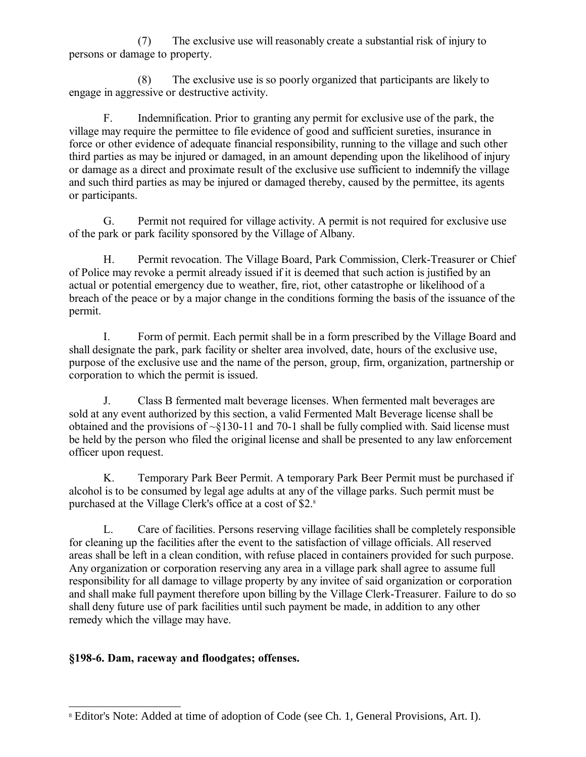(7) The exclusive use will reasonably create a substantial risk of injury to persons or damage to property.

(8) The exclusive use is so poorly organized that participants are likely to engage in aggressive or destructive activity.

F. Indemnification. Prior to granting any permit for exclusive use of the park, the village may require the permittee to file evidence of good and sufficient sureties, insurance in force or other evidence of adequate financial responsibility, running to the village and such other third parties as may be injured or damaged, in an amount depending upon the likelihood of injury or damage as a direct and proximate result of the exclusive use sufficient to indemnify the village and such third parties as may be injured or damaged thereby, caused by the permittee, its agents or participants.

G. Permit not required for village activity. A permit is not required for exclusive use of the park or park facility sponsored by the Village of Albany.

H. Permit revocation. The Village Board, Park Commission, Clerk-Treasurer or Chief of Police may revoke a permit already issued if it is deemed that such action is justified by an actual or potential emergency due to weather, fire, riot, other catastrophe or likelihood of a breach of the peace or by a major change in the conditions forming the basis of the issuance of the permit.

I. Form of permit. Each permit shall be in a form prescribed by the Village Board and shall designate the park, park facility or shelter area involved, date, hours of the exclusive use, purpose of the exclusive use and the name of the person, group, firm, organization, partnership or corporation to which the permit is issued.

J. Class B fermented malt beverage licenses. When fermented malt beverages are sold at any event authorized by this section, a valid Fermented Malt Beverage license shall be obtained and the provisions of ~§130-11 and 70-1 shall be fully complied with. Said license must be held by the person who filed the original license and shall be presented to any law enforcement officer upon request.

K. Temporary Park Beer Permit. A temporary Park Beer Permit must be purchased if alcohol is to be consumed by legal age adults at any of the village parks. Such permit must be purchased at the Village Clerk's office at a cost of $2.[8]

L. Care of facilities. Persons reserving village facilities shall be completely responsible for cleaning up the facilities after the event to the satisfaction of village officials. All reserved areas shall be left in a clean condition, with refuse placed in containers provided for such purpose. Any organization or corporation reserving any area in a village park shall agree to assume full responsibility for all damage to village property by any invitee of said organization or corporation and shall make full payment therefore upon billing by the Village Clerk-Treasurer. Failure to do so shall deny future use of park facilities until such payment be made, in addition to any other remedy which the village may have.

### §198-6. Dam, raceway and floodgates; offenses.

[8] Editor's Note: Added at time of adoption of Code (see Ch. 1, General Provisions, Art. I).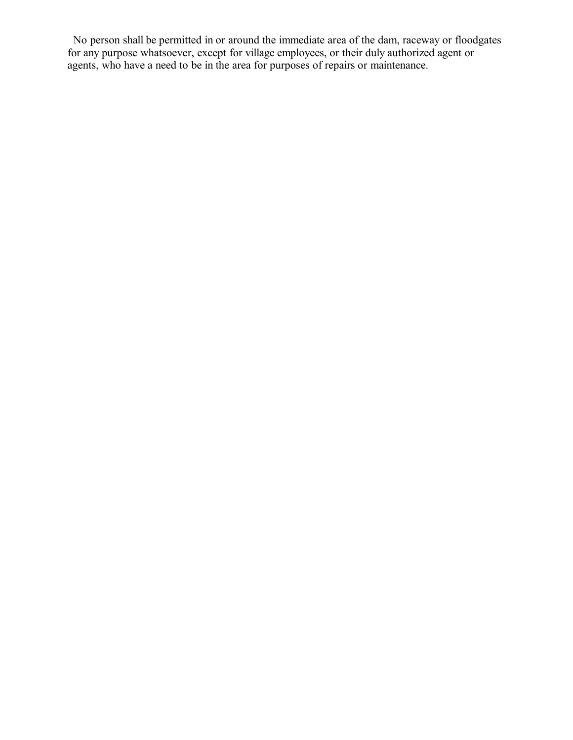No person shall be permitted in or around the immediate area of the dam, raceway or floodgates for any purpose whatsoever, except for village employees, or their duly authorized agent or agents, who have a need to be in the area for purposes of repairs or maintenance.